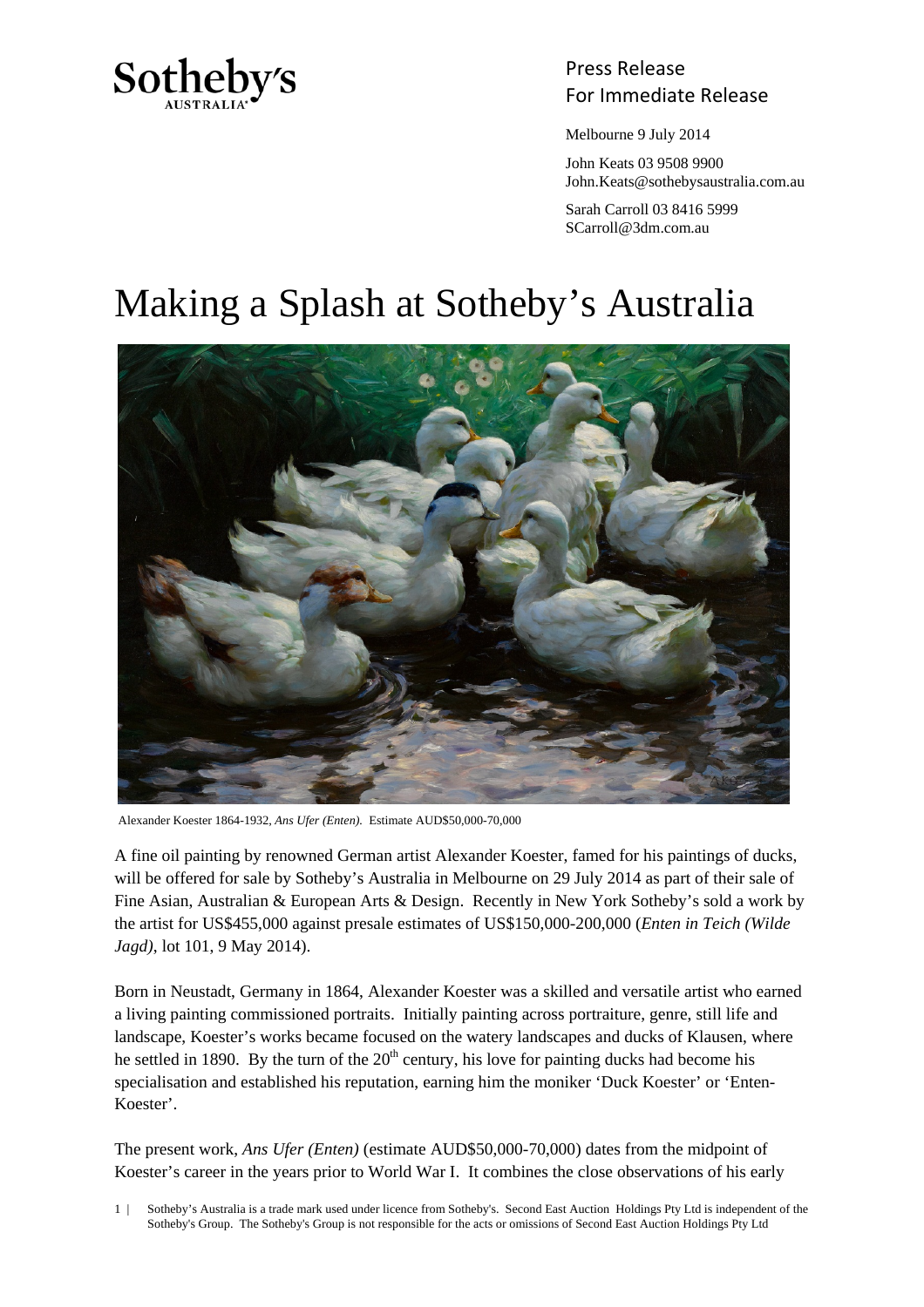Sotheby's AUSTRALIA

Press Release
For Immediate Release

Melbourne 9 July 2014

John Keats 03 9508 9900
John.Keats@sothebysaustralia.com.au

Sarah Carroll 03 8416 5999
SCarroll@3dm.com.au

# Making a Splash at Sotheby's Australia

Alexander Koester 1864-1932, *Ans Ufer (Enten).* Estimate AUD$50,000-70,000

A fine oil painting by renowned German artist Alexander Koester, famed for his paintings of ducks, will be offered for sale by Sotheby's Australia in Melbourne on 29 July 2014 as part of their sale of Fine Asian, Australian & European Arts & Design. Recently in New York Sotheby's sold a work by the artist for US$455,000 against presale estimates of US$150,000-200,000 (*Enten in Teich (Wilde Jagd)*, lot 101, 9 May 2014).

Born in Neustadt, Germany in 1864, Alexander Koester was a skilled and versatile artist who earned a living painting commissioned portraits. Initially painting across portraiture, genre, still life and landscape, Koester's works became focused on the watery landscapes and ducks of Klausen, where he settled in 1890. By the turn of the 20th century, his love for painting ducks had become his specialisation and established his reputation, earning him the moniker 'Duck Koester' or 'Enten-Koester'.

The present work, *Ans Ufer (Enten)* (estimate AUD$50,000-70,000) dates from the midpoint of Koester's career in the years prior to World War I. It combines the close observations of his early

Sotheby's Australia is a trade mark used under licence from Sotheby's. Second East Auction Holdings Pty Ltd is independent of the Sotheby's Group. The Sotheby's Group is not responsible for the acts or omissions of Second East Auction Holdings Pty Ltd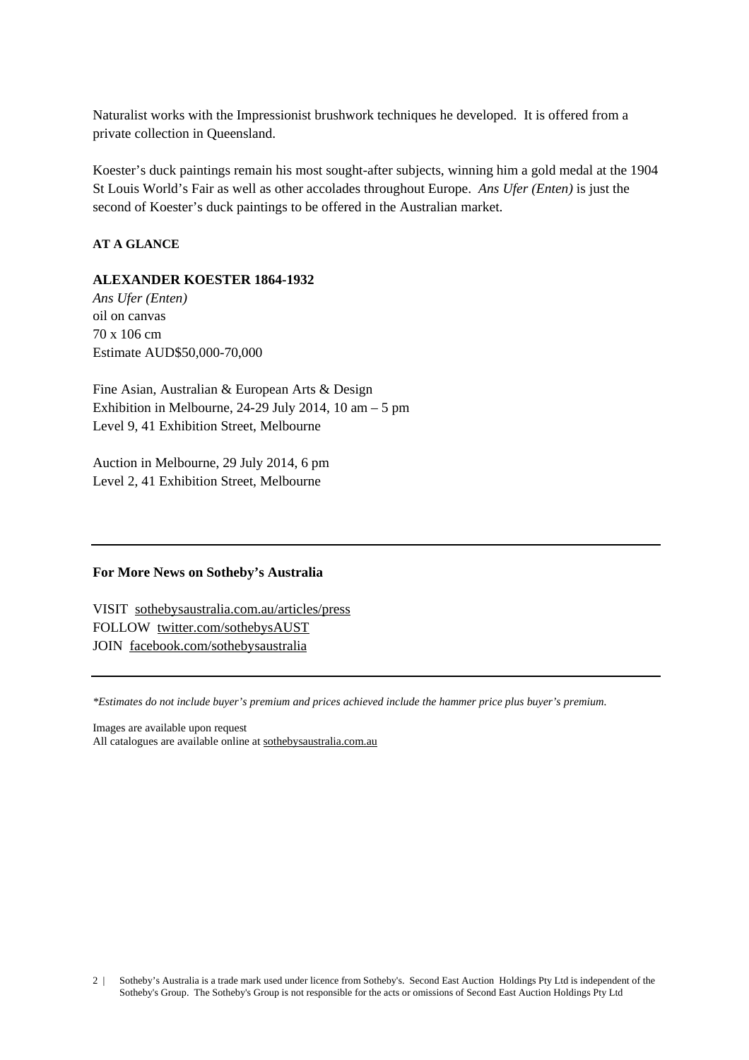Naturalist works with the Impressionist brushwork techniques he developed. It is offered from a private collection in Queensland.

Koester's duck paintings remain his most sought-after subjects, winning him a gold medal at the 1904 St Louis World's Fair as well as other accolades throughout Europe. *Ans Ufer (Enten)* is just the second of Koester's duck paintings to be offered in the Australian market.

**AT A GLANCE**

**ALEXANDER KOESTER 1864-1932**
*Ans Ufer (Enten)*
oil on canvas
70 x 106 cm
Estimate AUD$50,000-70,000

Fine Asian, Australian & European Arts & Design
Exhibition in Melbourne, 24-29 July 2014, 10 am – 5 pm
Level 9, 41 Exhibition Street, Melbourne

Auction in Melbourne, 29 July 2014, 6 pm
Level 2, 41 Exhibition Street, Melbourne

---

**For More News on Sotheby's Australia**

VISIT sothebysaustralia.com.au/articles/press
FOLLOW twitter.com/sothebysAUST
JOIN facebook.com/sothebysaustralia

---

*\*Estimates do not include buyer's premium and prices achieved include the hammer price plus buyer's premium.*

Images are available upon request
All catalogues are available online at sothebysaustralia.com.au

Sotheby's Australia is a trade mark used under licence from Sotheby's. Second East Auction Holdings Pty Ltd is independent of the Sotheby's Group. The Sotheby's Group is not responsible for the acts or omissions of Second East Auction Holdings Pty Ltd